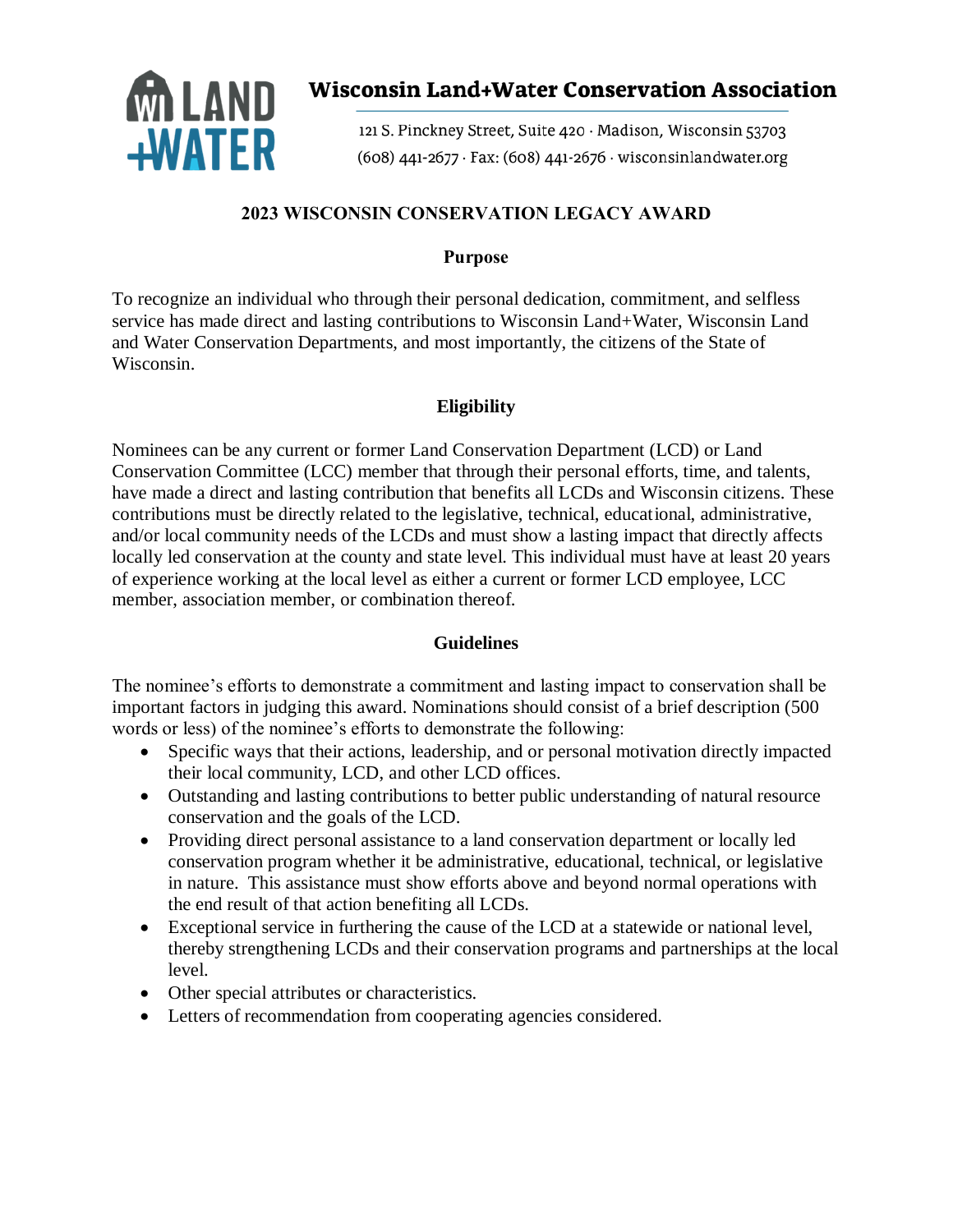**Wisconsin Land+Water Conservation Association**

121 S. Pinckney Street, Suite 420 · Madison, Wisconsin 53703
(608) 441-2677 · Fax: (608) 441-2676 · wisconsinlandwater.org

# 2023 WISCONSIN CONSERVATION LEGACY AWARD

## Purpose

To recognize an individual who through their personal dedication, commitment, and selfless service has made direct and lasting contributions to Wisconsin Land+Water, Wisconsin Land and Water Conservation Departments, and most importantly, the citizens of the State of Wisconsin.

## Eligibility

Nominees can be any current or former Land Conservation Department (LCD) or Land Conservation Committee (LCC) member that through their personal efforts, time, and talents, have made a direct and lasting contribution that benefits all LCDs and Wisconsin citizens. These contributions must be directly related to the legislative, technical, educational, administrative, and/or local community needs of the LCDs and must show a lasting impact that directly affects locally led conservation at the county and state level. This individual must have at least 20 years of experience working at the local level as either a current or former LCD employee, LCC member, association member, or combination thereof.

## Guidelines

The nominee's efforts to demonstrate a commitment and lasting impact to conservation shall be important factors in judging this award. Nominations should consist of a brief description (500 words or less) of the nominee's efforts to demonstrate the following:

- Specific ways that their actions, leadership, and or personal motivation directly impacted their local community, LCD, and other LCD offices.
- Outstanding and lasting contributions to better public understanding of natural resource conservation and the goals of the LCD.
- Providing direct personal assistance to a land conservation department or locally led conservation program whether it be administrative, educational, technical, or legislative in nature. This assistance must show efforts above and beyond normal operations with the end result of that action benefiting all LCDs.
- Exceptional service in furthering the cause of the LCD at a statewide or national level, thereby strengthening LCDs and their conservation programs and partnerships at the local level.
- Other special attributes or characteristics.
- Letters of recommendation from cooperating agencies considered.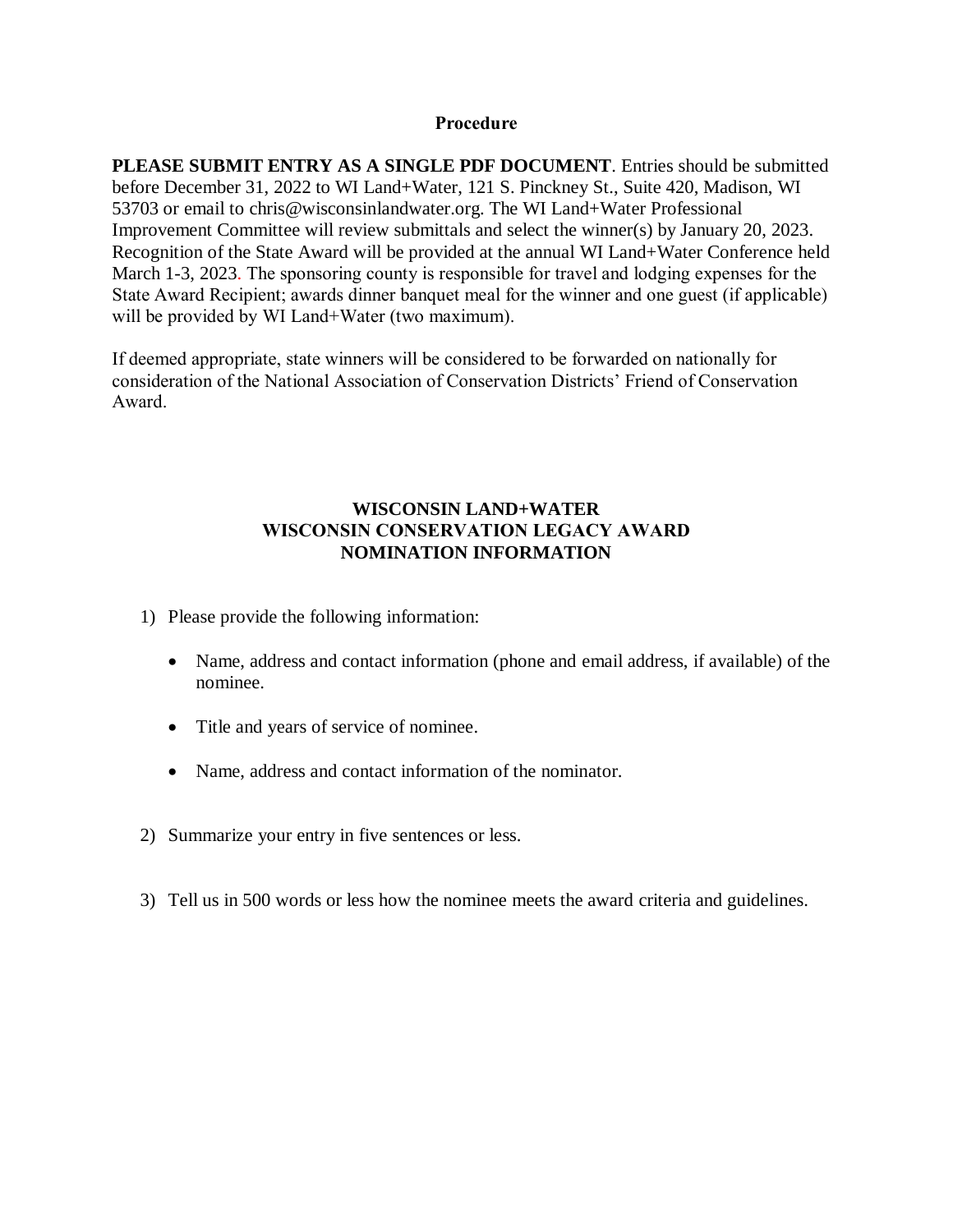## Procedure

**PLEASE SUBMIT ENTRY AS A SINGLE PDF DOCUMENT**. Entries should be submitted before December 31, 2022 to WI Land+Water, 121 S. Pinckney St., Suite 420, Madison, WI 53703 or email to chris@wisconsinlandwater.org. The WI Land+Water Professional Improvement Committee will review submittals and select the winner(s) by January 20, 2023. Recognition of the State Award will be provided at the annual WI Land+Water Conference held March 1-3, 2023. The sponsoring county is responsible for travel and lodging expenses for the State Award Recipient; awards dinner banquet meal for the winner and one guest (if applicable) will be provided by WI Land+Water (two maximum).

If deemed appropriate, state winners will be considered to be forwarded on nationally for consideration of the National Association of Conservation Districts' Friend of Conservation Award.

## WISCONSIN LAND+WATER WISCONSIN CONSERVATION LEGACY AWARD NOMINATION INFORMATION

1) Please provide the following information:

    - Name, address and contact information (phone and email address, if available) of the nominee.
    - Title and years of service of nominee.
    - Name, address and contact information of the nominator.

2) Summarize your entry in five sentences or less.

3) Tell us in 500 words or less how the nominee meets the award criteria and guidelines.